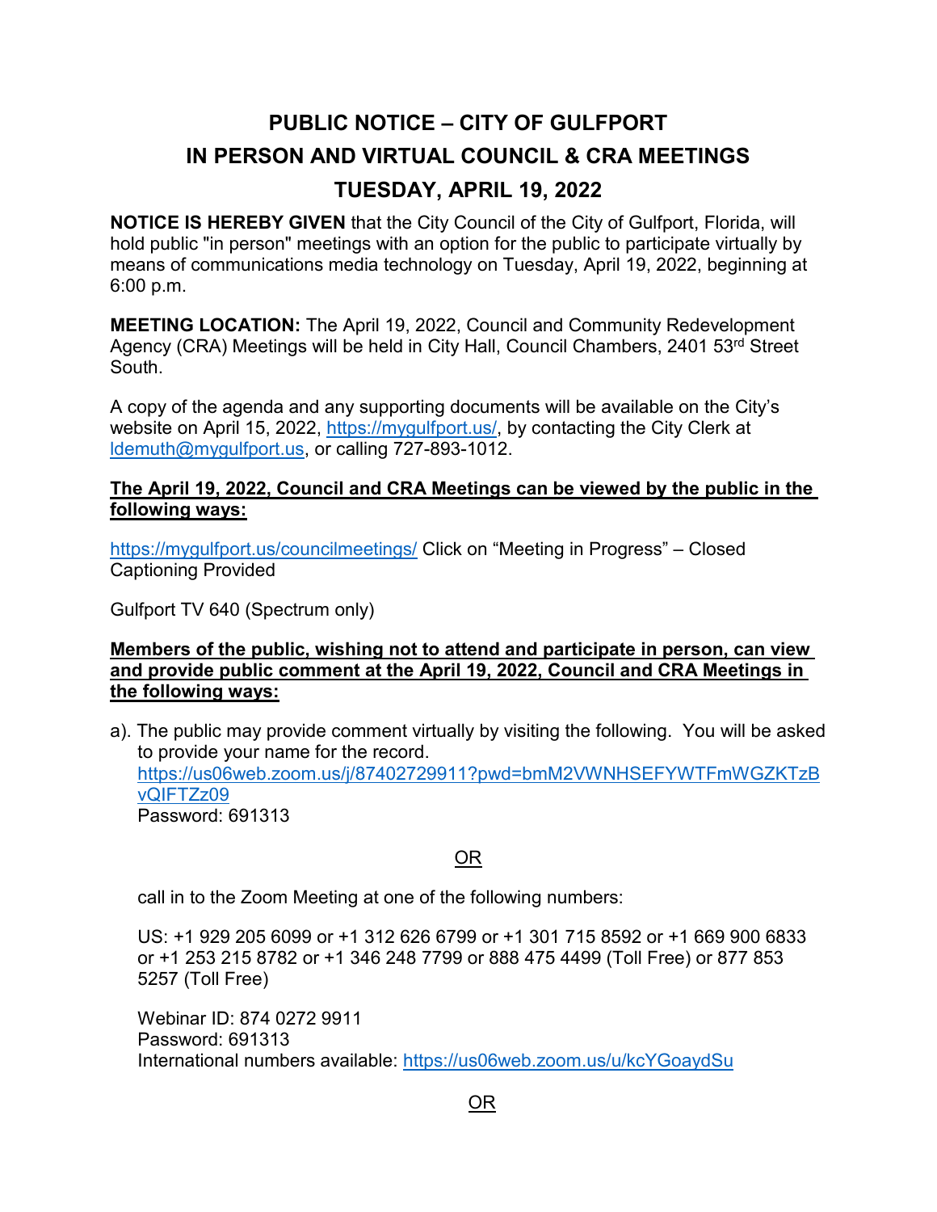# PUBLIC NOTICE – CITY OF GULFPORT
# IN PERSON AND VIRTUAL COUNCIL & CRA MEETINGS
# TUESDAY, APRIL 19, 2022

**NOTICE IS HEREBY GIVEN** that the City Council of the City of Gulfport, Florida, will hold public "in person" meetings with an option for the public to participate virtually by means of communications media technology on Tuesday, April 19, 2022, beginning at 6:00 p.m.

**MEETING LOCATION:** The April 19, 2022, Council and Community Redevelopment Agency (CRA) Meetings will be held in City Hall, Council Chambers, 2401 53rd Street South.

A copy of the agenda and any supporting documents will be available on the City's website on April 15, 2022, https://mygulfport.us/, by contacting the City Clerk at ldemuth@mygulfport.us, or calling 727-893-1012.

**The April 19, 2022, Council and CRA Meetings can be viewed by the public in the following ways:**

https://mygulfport.us/councilmeetings/ Click on "Meeting in Progress" – Closed Captioning Provided

Gulfport TV 640 (Spectrum only)

**Members of the public, wishing not to attend and participate in person, can view and provide public comment at the April 19, 2022, Council and CRA Meetings in the following ways:**

a). The public may provide comment virtually by visiting the following. You will be asked to provide your name for the record.
https://us06web.zoom.us/j/87402729911?pwd=bmM2VWNHSEFYWTFmWGZKTzBvQlFTZz09
Password: 691313

OR

call in to the Zoom Meeting at one of the following numbers:

US: +1 929 205 6099 or +1 312 626 6799 or +1 301 715 8592 or +1 669 900 6833 or +1 253 215 8782 or +1 346 248 7799 or 888 475 4499 (Toll Free) or 877 853 5257 (Toll Free)

Webinar ID: 874 0272 9911
Password: 691313
International numbers available: https://us06web.zoom.us/u/kcYGoaydSu

OR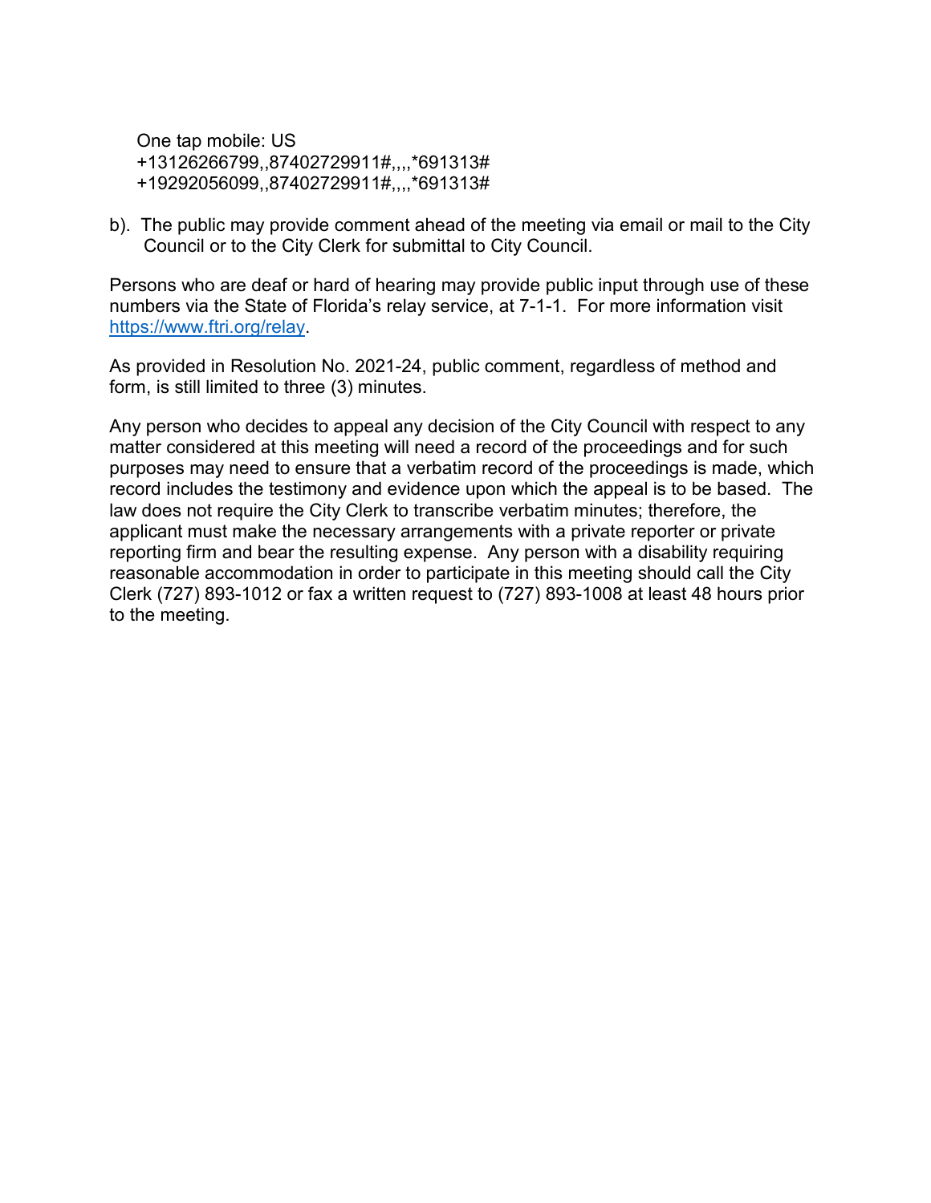One tap mobile: US
+13126266799,,87402729911#,,,,*691313#
+19292056099,,87402729911#,,,,*691313#

b). The public may provide comment ahead of the meeting via email or mail to the City Council or to the City Clerk for submittal to City Council.

Persons who are deaf or hard of hearing may provide public input through use of these numbers via the State of Florida's relay service, at 7-1-1. For more information visit [https://www.ftri.org/relay](https://www.ftri.org/relay).

As provided in Resolution No. 2021-24, public comment, regardless of method and form, is still limited to three (3) minutes.

Any person who decides to appeal any decision of the City Council with respect to any matter considered at this meeting will need a record of the proceedings and for such purposes may need to ensure that a verbatim record of the proceedings is made, which record includes the testimony and evidence upon which the appeal is to be based. The law does not require the City Clerk to transcribe verbatim minutes; therefore, the applicant must make the necessary arrangements with a private reporter or private reporting firm and bear the resulting expense. Any person with a disability requiring reasonable accommodation in order to participate in this meeting should call the City Clerk (727) 893-1012 or fax a written request to (727) 893-1008 at least 48 hours prior to the meeting.